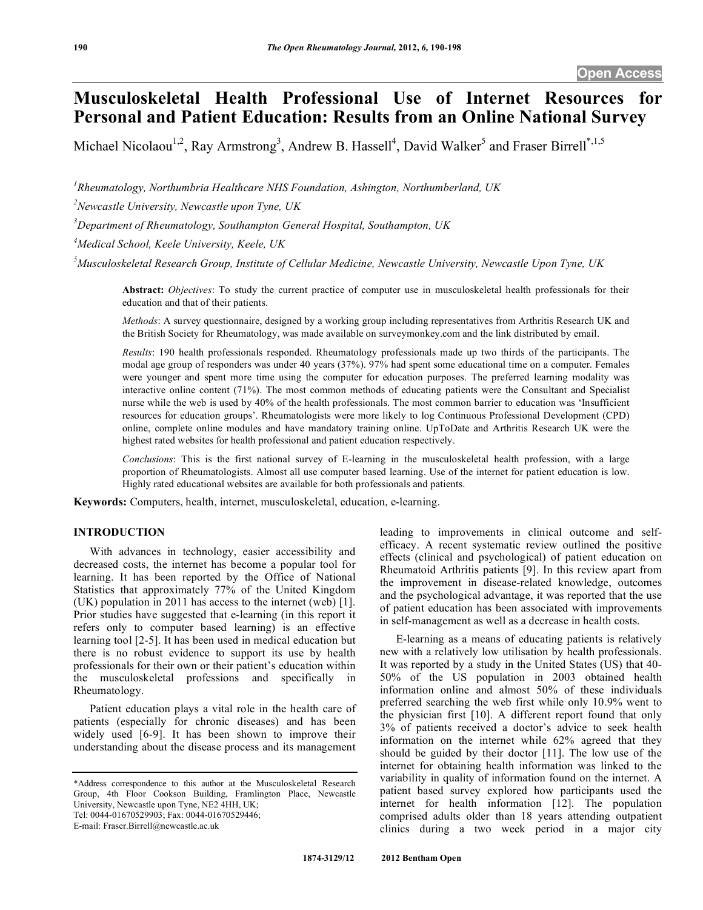Open Access

# Musculoskeletal Health Professional Use of Internet Resources for Personal and Patient Education: Results from an Online National Survey

Michael Nicolaou[1,2], Ray Armstrong[3], Andrew B. Hassell[4], David Walker[5] and Fraser Birrell[*,1,5]

[1]Rheumatology, Northumbria Healthcare NHS Foundation, Ashington, Northumberland, UK

[2]Newcastle University, Newcastle upon Tyne, UK

[3]Department of Rheumatology, Southampton General Hospital, Southampton, UK

[4]Medical School, Keele University, Keele, UK

[5]Musculoskeletal Research Group, Institute of Cellular Medicine, Newcastle University, Newcastle Upon Tyne, UK

**Abstract:** *Objectives*: To study the current practice of computer use in musculoskeletal health professionals for their education and that of their patients.

*Methods*: A survey questionnaire, designed by a working group including representatives from Arthritis Research UK and the British Society for Rheumatology, was made available on surveymonkey.com and the link distributed by email.

*Results*: 190 health professionals responded. Rheumatology professionals made up two thirds of the participants. The modal age group of responders was under 40 years (37%). 97% had spent some educational time on a computer. Females were younger and spent more time using the computer for education purposes. The preferred learning modality was interactive online content (71%). The most common methods of educating patients were the Consultant and Specialist nurse while the web is used by 40% of the health professionals. The most common barrier to education was 'Insufficient resources for education groups'. Rheumatologists were more likely to log Continuous Professional Development (CPD) online, complete online modules and have mandatory training online. UpToDate and Arthritis Research UK were the highest rated websites for health professional and patient education respectively.

*Conclusions*: This is the first national survey of E-learning in the musculoskeletal health profession, with a large proportion of Rheumatologists. Almost all use computer based learning. Use of the internet for patient education is low. Highly rated educational websites are available for both professionals and patients.

**Keywords:** Computers, health, internet, musculoskeletal, education, e-learning.

## INTRODUCTION

With advances in technology, easier accessibility and decreased costs, the internet has become a popular tool for learning. It has been reported by the Office of National Statistics that approximately 77% of the United Kingdom (UK) population in 2011 has access to the internet (web) [1]. Prior studies have suggested that e-learning (in this report it refers only to computer based learning) is an effective learning tool [2-5]. It has been used in medical education but there is no robust evidence to support its use by health professionals for their own or their patient's education within the musculoskeletal professions and specifically in Rheumatology.

Patient education plays a vital role in the health care of patients (especially for chronic diseases) and has been widely used [6-9]. It has been shown to improve their understanding about the disease process and its management leading to improvements in clinical outcome and self-efficacy. A recent systematic review outlined the positive effects (clinical and psychological) of patient education on Rheumatoid Arthritis patients [9]. In this review apart from the improvement in disease-related knowledge, outcomes and the psychological advantage, it was reported that the use of patient education has been associated with improvements in self-management as well as a decrease in health costs.

E-learning as a means of educating patients is relatively new with a relatively low utilisation by health professionals. It was reported by a study in the United States (US) that 40-50% of the US population in 2003 obtained health information online and almost 50% of these individuals preferred searching the web first while only 10.9% went to the physician first [10]. A different report found that only 3% of patients received a doctor's advice to seek health information on the internet while 62% agreed that they should be guided by their doctor [11]. The low use of the internet for obtaining health information was linked to the variability in quality of information found on the internet. A patient based survey explored how participants used the internet for health information [12]. The population comprised adults older than 18 years attending outpatient clinics during a two week period in a major city

*Address correspondence to this author at the Musculoskeletal Research Group, 4th Floor Cookson Building, Framlington Place, Newcastle University, Newcastle upon Tyne, NE2 4HH, UK; Tel: 0044-01670529903; Fax: 0044-01670529446; E-mail: Fraser.Birrell@newcastle.ac.uk

1874-3129/12 2012 Bentham Open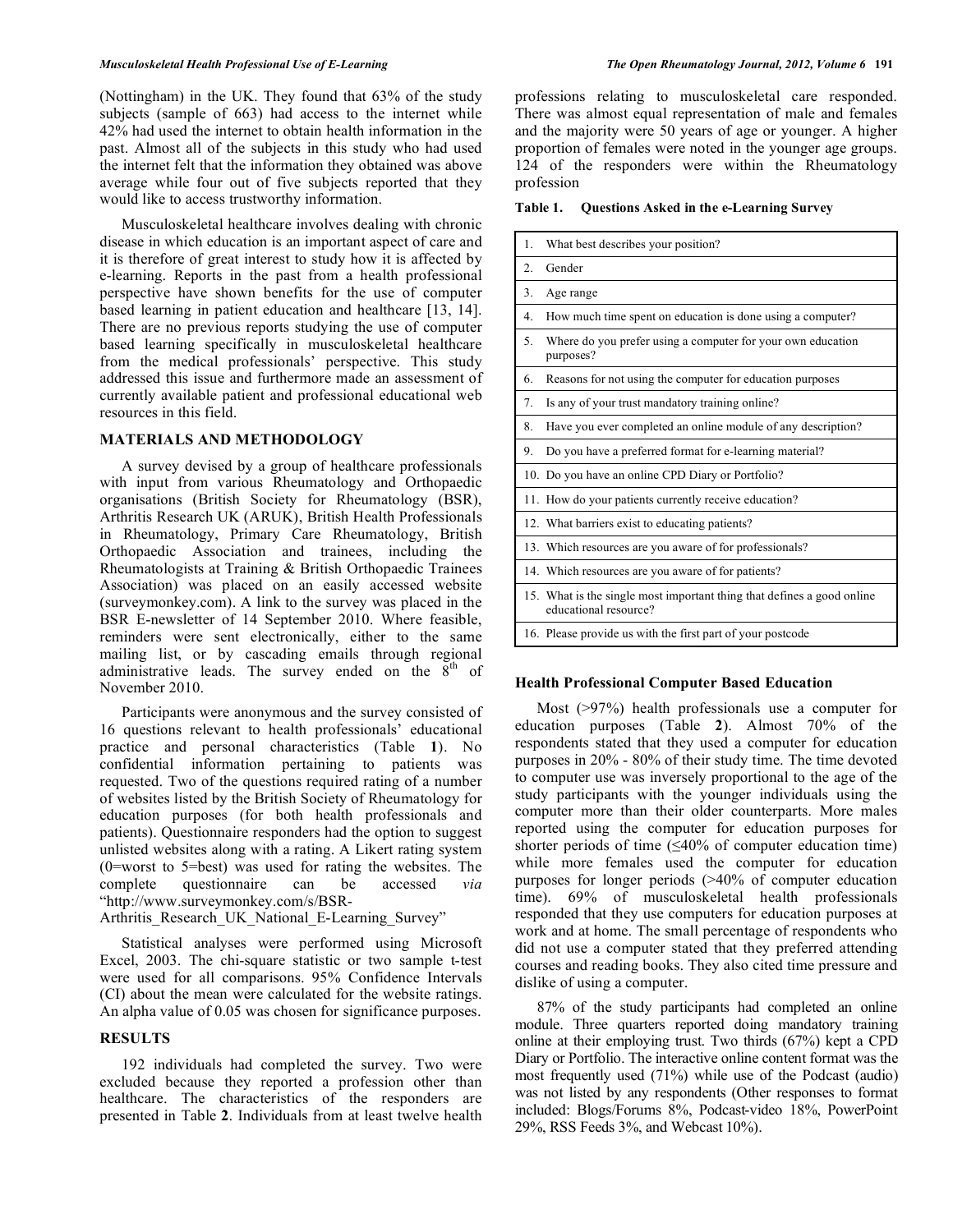(Nottingham) in the UK. They found that 63% of the study subjects (sample of 663) had access to the internet while 42% had used the internet to obtain health information in the past. Almost all of the subjects in this study who had used the internet felt that the information they obtained was above average while four out of five subjects reported that they would like to access trustworthy information.

Musculoskeletal healthcare involves dealing with chronic disease in which education is an important aspect of care and it is therefore of great interest to study how it is affected by e-learning. Reports in the past from a health professional perspective have shown benefits for the use of computer based learning in patient education and healthcare [13, 14]. There are no previous reports studying the use of computer based learning specifically in musculoskeletal healthcare from the medical professionals' perspective. This study addressed this issue and furthermore made an assessment of currently available patient and professional educational web resources in this field.

## MATERIALS AND METHODOLOGY

A survey devised by a group of healthcare professionals with input from various Rheumatology and Orthopaedic organisations (British Society for Rheumatology (BSR), Arthritis Research UK (ARUK), British Health Professionals in Rheumatology, Primary Care Rheumatology, British Orthopaedic Association and trainees, including the Rheumatologists at Training & British Orthopaedic Trainees Association) was placed on an easily accessed website (surveymonkey.com). A link to the survey was placed in the BSR E-newsletter of 14 September 2010. Where feasible, reminders were sent electronically, either to the same mailing list, or by cascading emails through regional administrative leads. The survey ended on the 8th of November 2010.

Participants were anonymous and the survey consisted of 16 questions relevant to health professionals' educational practice and personal characteristics (Table **1**). No confidential information pertaining to patients was requested. Two of the questions required rating of a number of websites listed by the British Society of Rheumatology for education purposes (for both health professionals and patients). Questionnaire responders had the option to suggest unlisted websites along with a rating. A Likert rating system (0=worst to 5=best) was used for rating the websites. The complete questionnaire can be accessed *via* "http://www.surveymonkey.com/s/BSR-Arthritis_Research_UK_National_E-Learning_Survey"

Statistical analyses were performed using Microsoft Excel, 2003. The chi-square statistic or two sample t-test were used for all comparisons. 95% Confidence Intervals (CI) about the mean were calculated for the website ratings. An alpha value of 0.05 was chosen for significance purposes.

## RESULTS

192 individuals had completed the survey. Two were excluded because they reported a profession other than healthcare. The characteristics of the responders are presented in Table **2**. Individuals from at least twelve health professions relating to musculoskeletal care responded. There was almost equal representation of male and females and the majority were 50 years of age or younger. A higher proportion of females were noted in the younger age groups. 124 of the responders were within the Rheumatology profession

**Table 1. Questions Asked in the e-Learning Survey**

| |
|---|
| 1. What best describes your position? |
| 2. Gender |
| 3. Age range |
| 4. How much time spent on education is done using a computer? |
| 5. Where do you prefer using a computer for your own education purposes? |
| 6. Reasons for not using the computer for education purposes |
| 7. Is any of your trust mandatory training online? |
| 8. Have you ever completed an online module of any description? |
| 9. Do you have a preferred format for e-learning material? |
| 10. Do you have an online CPD Diary or Portfolio? |
| 11. How do your patients currently receive education? |
| 12. What barriers exist to educating patients? |
| 13. Which resources are you aware of for professionals? |
| 14. Which resources are you aware of for patients? |
| 15. What is the single most important thing that defines a good online educational resource? |
| 16. Please provide us with the first part of your postcode |

### Health Professional Computer Based Education

Most (>97%) health professionals use a computer for education purposes (Table **2**). Almost 70% of the respondents stated that they used a computer for education purposes in 20% - 80% of their study time. The time devoted to computer use was inversely proportional to the age of the study participants with the younger individuals using the computer more than their older counterparts. More males reported using the computer for education purposes for shorter periods of time (≤40% of computer education time) while more females used the computer for education purposes for longer periods (>40% of computer education time). 69% of musculoskeletal health professionals responded that they use computers for education purposes at work and at home. The small percentage of respondents who did not use a computer stated that they preferred attending courses and reading books. They also cited time pressure and dislike of using a computer.

87% of the study participants had completed an online module. Three quarters reported doing mandatory training online at their employing trust. Two thirds (67%) kept a CPD Diary or Portfolio. The interactive online content format was the most frequently used (71%) while use of the Podcast (audio) was not listed by any respondents (Other responses to format included: Blogs/Forums 8%, Podcast-video 18%, PowerPoint 29%, RSS Feeds 3%, and Webcast 10%).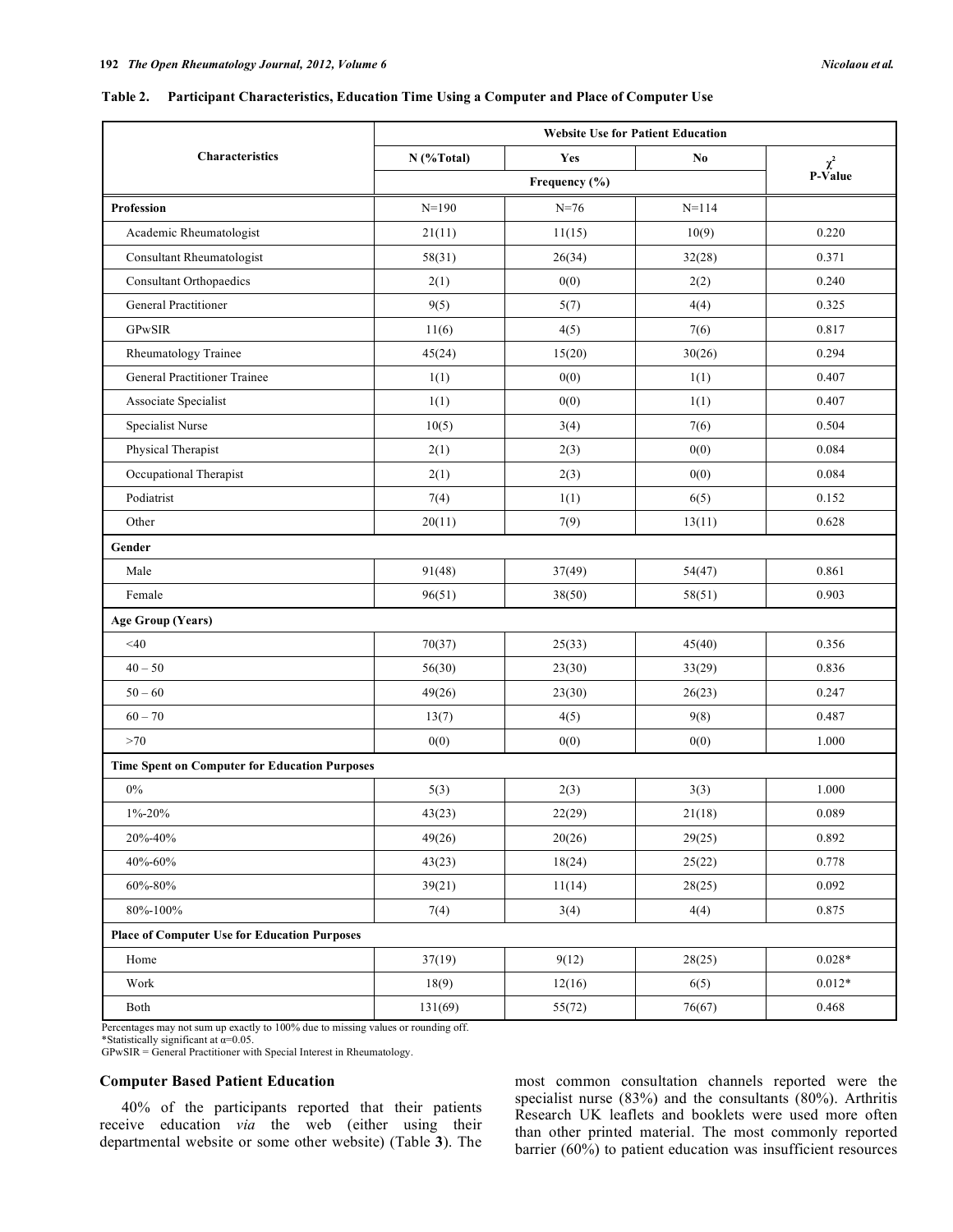**Table 2. Participant Characteristics, Education Time Using a Computer and Place of Computer Use**

| Characteristics | Website Use for Patient Education | | | |
|---|---|---|---|---|
| | N (%Total) | Yes | No | $\chi^2$ P-Value |
| | Frequency (%) | | | |
| **Profession** | N=190 | N=76 | N=114 | |
| Academic Rheumatologist | 21(11) | 11(15) | 10(9) | 0.220 |
| Consultant Rheumatologist | 58(31) | 26(34) | 32(28) | 0.371 |
| Consultant Orthopaedics | 2(1) | 0(0) | 2(2) | 0.240 |
| General Practitioner | 9(5) | 5(7) | 4(4) | 0.325 |
| GPwSIR | 11(6) | 4(5) | 7(6) | 0.817 |
| Rheumatology Trainee | 45(24) | 15(20) | 30(26) | 0.294 |
| General Practitioner Trainee | 1(1) | 0(0) | 1(1) | 0.407 |
| Associate Specialist | 1(1) | 0(0) | 1(1) | 0.407 |
| Specialist Nurse | 10(5) | 3(4) | 7(6) | 0.504 |
| Physical Therapist | 2(1) | 2(3) | 0(0) | 0.084 |
| Occupational Therapist | 2(1) | 2(3) | 0(0) | 0.084 |
| Podiatrist | 7(4) | 1(1) | 6(5) | 0.152 |
| Other | 20(11) | 7(9) | 13(11) | 0.628 |
| **Gender** | | | | |
| Male | 91(48) | 37(49) | 54(47) | 0.861 |
| Female | 96(51) | 38(50) | 58(51) | 0.903 |
| **Age Group (Years)** | | | | |
| <40 | 70(37) | 25(33) | 45(40) | 0.356 |
| 40 – 50 | 56(30) | 23(30) | 33(29) | 0.836 |
| 50 – 60 | 49(26) | 23(30) | 26(23) | 0.247 |
| 60 – 70 | 13(7) | 4(5) | 9(8) | 0.487 |
| >70 | 0(0) | 0(0) | 0(0) | 1.000 |
| **Time Spent on Computer for Education Purposes** | | | | |
| 0% | 5(3) | 2(3) | 3(3) | 1.000 |
| 1%-20% | 43(23) | 22(29) | 21(18) | 0.089 |
| 20%-40% | 49(26) | 20(26) | 29(25) | 0.892 |
| 40%-60% | 43(23) | 18(24) | 25(22) | 0.778 |
| 60%-80% | 39(21) | 11(14) | 28(25) | 0.092 |
| 80%-100% | 7(4) | 3(4) | 4(4) | 0.875 |
| **Place of Computer Use for Education Purposes** | | | | |
| Home | 37(19) | 9(12) | 28(25) | 0.028* |
| Work | 18(9) | 12(16) | 6(5) | 0.012* |
| Both | 131(69) | 55(72) | 76(67) | 0.468 |

Percentages may not sum up exactly to 100% due to missing values or rounding off.
*Statistically significant at α=0.05.
GPwSIR = General Practitioner with Special Interest in Rheumatology.

### Computer Based Patient Education

40% of the participants reported that their patients receive education *via* the web (either using their departmental website or some other website) (Table **3**). The most common consultation channels reported were the specialist nurse (83%) and the consultants (80%). Arthritis Research UK leaflets and booklets were used more often than other printed material. The most commonly reported barrier (60%) to patient education was insufficient resources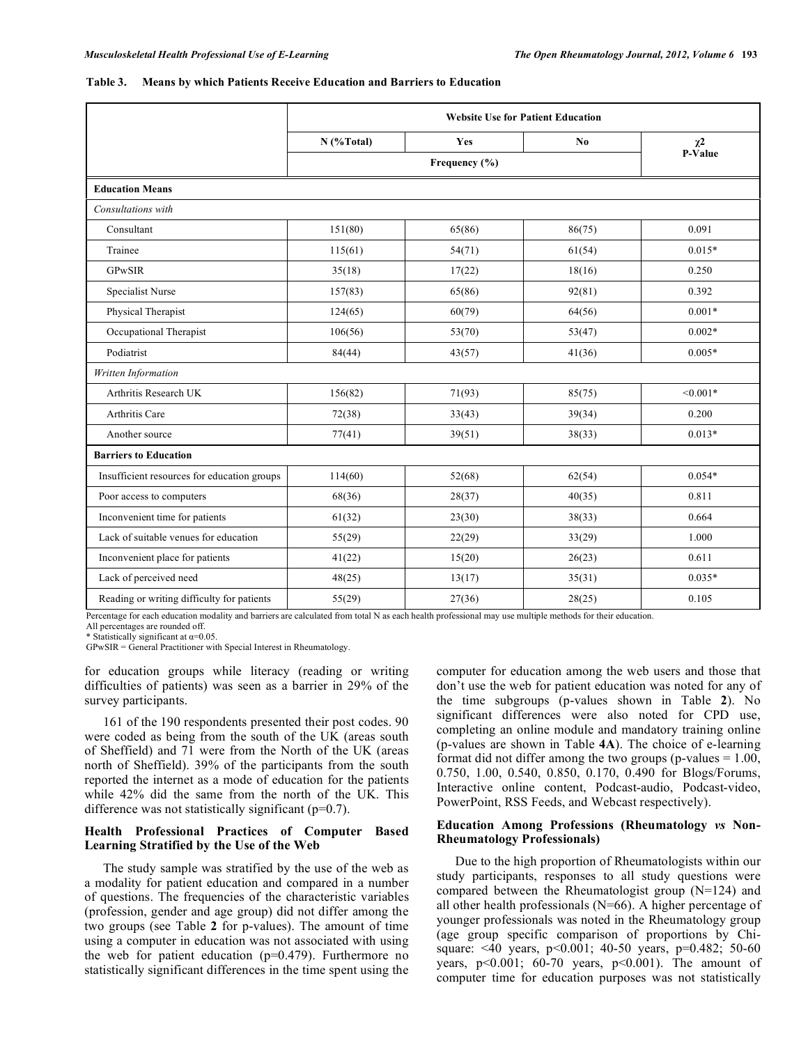**Table 3. Means by which Patients Receive Education and Barriers to Education**

| | Website Use for Patient Education | | | |
|---|---|---|---|---|
| | N (%Total) | Yes | No | χ2 P-Value |
| | Frequency (%) | | | |
| **Education Means** | | | | |
| *Consultations with* | | | | |
| Consultant | 151(80) | 65(86) | 86(75) | 0.091 |
| Trainee | 115(61) | 54(71) | 61(54) | 0.015* |
| GPwSIR | 35(18) | 17(22) | 18(16) | 0.250 |
| Specialist Nurse | 157(83) | 65(86) | 92(81) | 0.392 |
| Physical Therapist | 124(65) | 60(79) | 64(56) | 0.001* |
| Occupational Therapist | 106(56) | 53(70) | 53(47) | 0.002* |
| Podiatrist | 84(44) | 43(57) | 41(36) | 0.005* |
| *Written Information* | | | | |
| Arthritis Research UK | 156(82) | 71(93) | 85(75) | <0.001* |
| Arthritis Care | 72(38) | 33(43) | 39(34) | 0.200 |
| Another source | 77(41) | 39(51) | 38(33) | 0.013* |
| **Barriers to Education** | | | | |
| Insufficient resources for education groups | 114(60) | 52(68) | 62(54) | 0.054* |
| Poor access to computers | 68(36) | 28(37) | 40(35) | 0.811 |
| Inconvenient time for patients | 61(32) | 23(30) | 38(33) | 0.664 |
| Lack of suitable venues for education | 55(29) | 22(29) | 33(29) | 1.000 |
| Inconvenient place for patients | 41(22) | 15(20) | 26(23) | 0.611 |
| Lack of perceived need | 48(25) | 13(17) | 35(31) | 0.035* |
| Reading or writing difficulty for patients | 55(29) | 27(36) | 28(25) | 0.105 |

Percentage for each education modality and barriers are calculated from total N as each health professional may use multiple methods for their education.
All percentages are rounded off.
\* Statistically significant at α=0.05.
GPwSIR = General Practitioner with Special Interest in Rheumatology.

for education groups while literacy (reading or writing difficulties of patients) was seen as a barrier in 29% of the survey participants.

161 of the 190 respondents presented their post codes. 90 were coded as being from the south of the UK (areas south of Sheffield) and 71 were from the North of the UK (areas north of Sheffield). 39% of the participants from the south reported the internet as a mode of education for the patients while 42% did the same from the north of the UK. This difference was not statistically significant ($p=0.7$).

### Health Professional Practices of Computer Based Learning Stratified by the Use of the Web

The study sample was stratified by the use of the web as a modality for patient education and compared in a number of questions. The frequencies of the characteristic variables (profession, gender and age group) did not differ among the two groups (see Table **2** for p-values). The amount of time using a computer in education was not associated with using the web for patient education ($p=0.479$). Furthermore no statistically significant differences in the time spent using the computer for education among the web users and those that don't use the web for patient education was noted for any of the time subgroups (p-values shown in Table **2**). No significant differences were also noted for CPD use, completing an online module and mandatory training online (p-values are shown in Table **4A**). The choice of e-learning format did not differ among the two groups (p-values = 1.00, 0.750, 1.00, 0.540, 0.850, 0.170, 0.490 for Blogs/Forums, Interactive online content, Podcast-audio, Podcast-video, PowerPoint, RSS Feeds, and Webcast respectively).

### Education Among Professions (Rheumatology *vs* Non-Rheumatology Professionals)

Due to the high proportion of Rheumatologists within our study participants, responses to all study questions were compared between the Rheumatologist group (N=124) and all other health professionals (N=66). A higher percentage of younger professionals was noted in the Rheumatology group (age group specific comparison of proportions by Chi-square: <40 years, $p<0.001$; 40-50 years, $p=0.482$; 50-60 years, $p<0.001$; 60-70 years, $p<0.001$). The amount of computer time for education purposes was not statistically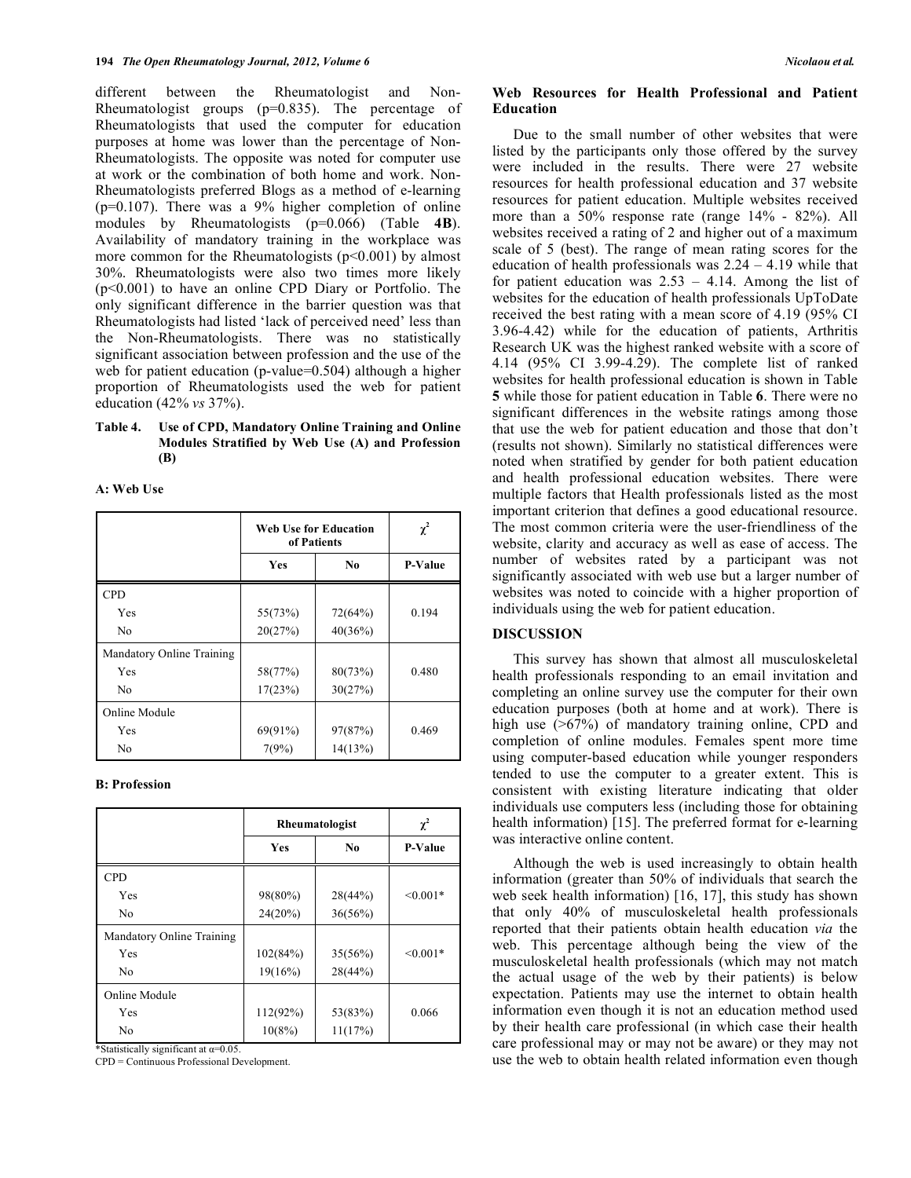different between the Rheumatologist and Non-Rheumatologist groups (p=0.835). The percentage of Rheumatologists that used the computer for education purposes at home was lower than the percentage of Non-Rheumatologists. The opposite was noted for computer use at work or the combination of both home and work. Non-Rheumatologists preferred Blogs as a method of e-learning (p=0.107). There was a 9% higher completion of online modules by Rheumatologists (p=0.066) (Table **4B**). Availability of mandatory training in the workplace was more common for the Rheumatologists (p<0.001) by almost 30%. Rheumatologists were also two times more likely (p<0.001) to have an online CPD Diary or Portfolio. The only significant difference in the barrier question was that Rheumatologists had listed 'lack of perceived need' less than the Non-Rheumatologists. There was no statistically significant association between profession and the use of the web for patient education (p-value=0.504) although a higher proportion of Rheumatologists used the web for patient education (42% *vs* 37%).

**Table 4. Use of CPD, Mandatory Online Training and Online Modules Stratified by Web Use (A) and Profession (B)**

**A: Web Use**

| | Web Use for Education of Patients | | $\chi^2$ |
|---|---|---|---|
| | Yes | No | P-Value |
| CPD | | | |
| Yes | 55(73%) | 72(64%) | 0.194 |
| No | 20(27%) | 40(36%) | |
| Mandatory Online Training | | | |
| Yes | 58(77%) | 80(73%) | 0.480 |
| No | 17(23%) | 30(27%) | |
| Online Module | | | |
| Yes | 69(91%) | 97(87%) | 0.469 |
| No | 7(9%) | 14(13%) | |

**B: Profession**

| | Rheumatologist | | $\chi^2$ |
|---|---|---|---|
| | Yes | No | P-Value |
| CPD | | | |
| Yes | 98(80%) | 28(44%) | <0.001* |
| No | 24(20%) | 36(56%) | |
| Mandatory Online Training | | | |
| Yes | 102(84%) | 35(56%) | <0.001* |
| No | 19(16%) | 28(44%) | |
| Online Module | | | |
| Yes | 112(92%) | 53(83%) | 0.066 |
| No | 10(8%) | 11(17%) | |

*Statistically significant at $\alpha$=0.05.

CPD = Continuous Professional Development.

## Web Resources for Health Professional and Patient Education

Due to the small number of other websites that were listed by the participants only those offered by the survey were included in the results. There were 27 website resources for health professional education and 37 website resources for patient education. Multiple websites received more than a 50% response rate (range 14% - 82%). All websites received a rating of 2 and higher out of a maximum scale of 5 (best). The range of mean rating scores for the education of health professionals was 2.24 – 4.19 while that for patient education was 2.53 – 4.14. Among the list of websites for the education of health professionals UpToDate received the best rating with a mean score of 4.19 (95% CI 3.96-4.42) while for the education of patients, Arthritis Research UK was the highest ranked website with a score of 4.14 (95% CI 3.99-4.29). The complete list of ranked websites for health professional education is shown in Table **5** while those for patient education in Table **6**. There were no significant differences in the website ratings among those that use the web for patient education and those that don't (results not shown). Similarly no statistical differences were noted when stratified by gender for both patient education and health professional education websites. There were multiple factors that Health professionals listed as the most important criterion that defines a good educational resource. The most common criteria were the user-friendliness of the website, clarity and accuracy as well as ease of access. The number of websites rated by a participant was not significantly associated with web use but a larger number of websites was noted to coincide with a higher proportion of individuals using the web for patient education.

## DISCUSSION

This survey has shown that almost all musculoskeletal health professionals responding to an email invitation and completing an online survey use the computer for their own education purposes (both at home and at work). There is high use (>67%) of mandatory training online, CPD and completion of online modules. Females spent more time using computer-based education while younger responders tended to use the computer to a greater extent. This is consistent with existing literature indicating that older individuals use computers less (including those for obtaining health information) [15]. The preferred format for e-learning was interactive online content.

Although the web is used increasingly to obtain health information (greater than 50% of individuals that search the web seek health information) [16, 17], this study has shown that only 40% of musculoskeletal health professionals reported that their patients obtain health education *via* the web. This percentage although being the view of the musculoskeletal health professionals (which may not match the actual usage of the web by their patients) is below expectation. Patients may use the internet to obtain health information even though it is not an education method used by their health care professional (in which case their health care professional may or may not be aware) or they may not use the web to obtain health related information even though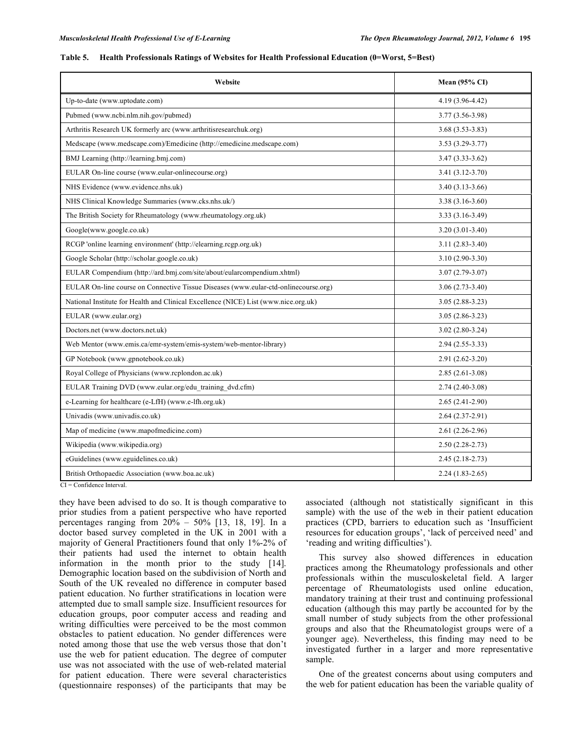**Table 5. Health Professionals Ratings of Websites for Health Professional Education (0=Worst, 5=Best)**

| Website | Mean (95% CI) |
|---|---|
| Up-to-date (www.uptodate.com) | 4.19 (3.96-4.42) |
| Pubmed (www.ncbi.nlm.nih.gov/pubmed) | 3.77 (3.56-3.98) |
| Arthritis Research UK formerly arc (www.arthritisresearchuk.org) | 3.68 (3.53-3.83) |
| Medscape (www.medscape.com)/Emedicine (http://emedicine.medscape.com) | 3.53 (3.29-3.77) |
| BMJ Learning (http://learning.bmj.com) | 3.47 (3.33-3.62) |
| EULAR On-line course (www.eular-onlinecourse.org) | 3.41 (3.12-3.70) |
| NHS Evidence (www.evidence.nhs.uk) | 3.40 (3.13-3.66) |
| NHS Clinical Knowledge Summaries (www.cks.nhs.uk/) | 3.38 (3.16-3.60) |
| The British Society for Rheumatology (www.rheumatology.org.uk) | 3.33 (3.16-3.49) |
| Google(www.google.co.uk) | 3.20 (3.01-3.40) |
| RCGP 'online learning environment' (http://elearning.rcgp.org.uk) | 3.11 (2.83-3.40) |
| Google Scholar (http://scholar.google.co.uk) | 3.10 (2.90-3.30) |
| EULAR Compendium (http://ard.bmj.com/site/about/eularcompendium.xhtml) | 3.07 (2.79-3.07) |
| EULAR On-line course on Connective Tissue Diseases (www.eular-ctd-onlinecourse.org) | 3.06 (2.73-3.40) |
| National Institute for Health and Clinical Excellence (NICE) List (www.nice.org.uk) | 3.05 (2.88-3.23) |
| EULAR (www.eular.org) | 3.05 (2.86-3.23) |
| Doctors.net (www.doctors.net.uk) | 3.02 (2.80-3.24) |
| Web Mentor (www.emis.ca/emr-system/emis-system/web-mentor-library) | 2.94 (2.55-3.33) |
| GP Notebook (www.gpnotebook.co.uk) | 2.91 (2.62-3.20) |
| Royal College of Physicians (www.rcplondon.ac.uk) | 2.85 (2.61-3.08) |
| EULAR Training DVD (www.eular.org/edu_training_dvd.cfm) | 2.74 (2.40-3.08) |
| e-Learning for healthcare (e-LfH) (www.e-lfh.org.uk) | 2.65 (2.41-2.90) |
| Univadis (www.univadis.co.uk) | 2.64 (2.37-2.91) |
| Map of medicine (www.mapofmedicine.com) | 2.61 (2.26-2.96) |
| Wikipedia (www.wikipedia.org) | 2.50 (2.28-2.73) |
| eGuidelines (www.eguidelines.co.uk) | 2.45 (2.18-2.73) |
| British Orthopaedic Association (www.boa.ac.uk) | 2.24 (1.83-2.65) |

CI = Confidence Interval.

they have been advised to do so. It is though comparative to prior studies from a patient perspective who have reported percentages ranging from 20% – 50% [13, 18, 19]. In a doctor based survey completed in the UK in 2001 with a majority of General Practitioners found that only 1%-2% of their patients had used the internet to obtain health information in the month prior to the study [14]. Demographic location based on the subdivision of North and South of the UK revealed no difference in computer based patient education. No further stratifications in location were attempted due to small sample size. Insufficient resources for education groups, poor computer access and reading and writing difficulties were perceived to be the most common obstacles to patient education. No gender differences were noted among those that use the web versus those that don't use the web for patient education. The degree of computer use was not associated with the use of web-related material for patient education. There were several characteristics (questionnaire responses) of the participants that may be associated (although not statistically significant in this sample) with the use of the web in their patient education practices (CPD, barriers to education such as 'Insufficient resources for education groups', 'lack of perceived need' and 'reading and writing difficulties').

This survey also showed differences in education practices among the Rheumatology professionals and other professionals within the musculoskeletal field. A larger percentage of Rheumatologists used online education, mandatory training at their trust and continuing professional education (although this may partly be accounted for by the small number of study subjects from the other professional groups and also that the Rheumatologist groups were of a younger age). Nevertheless, this finding may need to be investigated further in a larger and more representative sample.

One of the greatest concerns about using computers and the web for patient education has been the variable quality of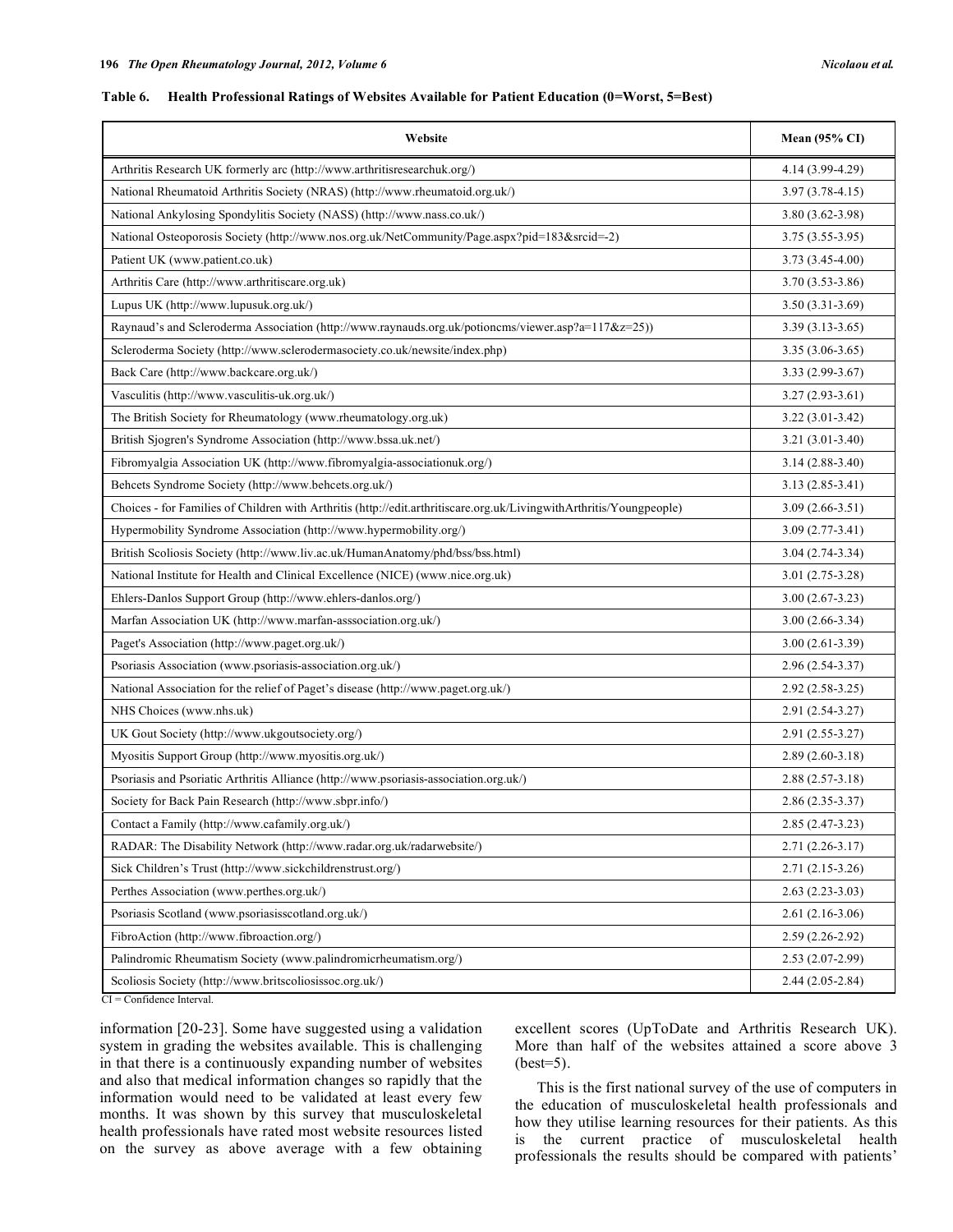**Table 6. Health Professional Ratings of Websites Available for Patient Education (0=Worst, 5=Best)**

| Website | Mean (95% CI) |
|---|---|
| Arthritis Research UK formerly arc (http://www.arthritisresearchuk.org/) | 4.14 (3.99-4.29) |
| National Rheumatoid Arthritis Society (NRAS) (http://www.rheumatoid.org.uk/) | 3.97 (3.78-4.15) |
| National Ankylosing Spondylitis Society (NASS) (http://www.nass.co.uk/) | 3.80 (3.62-3.98) |
| National Osteoporosis Society (http://www.nos.org.uk/NetCommunity/Page.aspx?pid=183&srcid=-2) | 3.75 (3.55-3.95) |
| Patient UK (www.patient.co.uk) | 3.73 (3.45-4.00) |
| Arthritis Care (http://www.arthritiscare.org.uk) | 3.70 (3.53-3.86) |
| Lupus UK (http://www.lupusuk.org.uk/) | 3.50 (3.31-3.69) |
| Raynaud's and Scleroderma Association (http://www.raynauds.org.uk/potioncms/viewer.asp?a=117&z=25)) | 3.39 (3.13-3.65) |
| Scleroderma Society (http://www.sclerodermasociety.co.uk/newsite/index.php) | 3.35 (3.06-3.65) |
| Back Care (http://www.backcare.org.uk/) | 3.33 (2.99-3.67) |
| Vasculitis (http://www.vasculitis-uk.org.uk/) | 3.27 (2.93-3.61) |
| The British Society for Rheumatology (www.rheumatology.org.uk) | 3.22 (3.01-3.42) |
| British Sjogren's Syndrome Association (http://www.bssa.uk.net/) | 3.21 (3.01-3.40) |
| Fibromyalgia Association UK (http://www.fibromyalgia-associationuk.org/) | 3.14 (2.88-3.40) |
| Behcets Syndrome Society (http://www.behcets.org.uk/) | 3.13 (2.85-3.41) |
| Choices - for Families of Children with Arthritis (http://edit.arthritiscare.org.uk/LivingwithArthritis/Youngpeople) | 3.09 (2.66-3.51) |
| Hypermobility Syndrome Association (http://www.hypermobility.org/) | 3.09 (2.77-3.41) |
| British Scoliosis Society (http://www.liv.ac.uk/HumanAnatomy/phd/bss/bss.html) | 3.04 (2.74-3.34) |
| National Institute for Health and Clinical Excellence (NICE) (www.nice.org.uk) | 3.01 (2.75-3.28) |
| Ehlers-Danlos Support Group (http://www.ehlers-danlos.org/) | 3.00 (2.67-3.23) |
| Marfan Association UK (http://www.marfan-asssociation.org.uk/) | 3.00 (2.66-3.34) |
| Paget's Association (http://www.paget.org.uk/) | 3.00 (2.61-3.39) |
| Psoriasis Association (www.psoriasis-association.org.uk/) | 2.96 (2.54-3.37) |
| National Association for the relief of Paget's disease (http://www.paget.org.uk/) | 2.92 (2.58-3.25) |
| NHS Choices (www.nhs.uk) | 2.91 (2.54-3.27) |
| UK Gout Society (http://www.ukgoutsociety.org/) | 2.91 (2.55-3.27) |
| Myositis Support Group (http://www.myositis.org.uk/) | 2.89 (2.60-3.18) |
| Psoriasis and Psoriatic Arthritis Alliance (http://www.psoriasis-association.org.uk/) | 2.88 (2.57-3.18) |
| Society for Back Pain Research (http://www.sbpr.info/) | 2.86 (2.35-3.37) |
| Contact a Family (http://www.cafamily.org.uk/) | 2.85 (2.47-3.23) |
| RADAR: The Disability Network (http://www.radar.org.uk/radarwebsite/) | 2.71 (2.26-3.17) |
| Sick Children's Trust (http://www.sickchildrenstrust.org/) | 2.71 (2.15-3.26) |
| Perthes Association (www.perthes.org.uk/) | 2.63 (2.23-3.03) |
| Psoriasis Scotland (www.psoriasisscotland.org.uk/) | 2.61 (2.16-3.06) |
| FibroAction (http://www.fibroaction.org/) | 2.59 (2.26-2.92) |
| Palindromic Rheumatism Society (www.palindromicrheumatism.org/) | 2.53 (2.07-2.99) |
| Scoliosis Society (http://www.britscoliosissoc.org.uk/) | 2.44 (2.05-2.84) |

CI = Confidence Interval.

information [20-23]. Some have suggested using a validation system in grading the websites available. This is challenging in that there is a continuously expanding number of websites and also that medical information changes so rapidly that the information would need to be validated at least every few months. It was shown by this survey that musculoskeletal health professionals have rated most website resources listed on the survey as above average with a few obtaining excellent scores (UpToDate and Arthritis Research UK). More than half of the websites attained a score above 3 (best=5).

This is the first national survey of the use of computers in the education of musculoskeletal health professionals and how they utilise learning resources for their patients. As this is the current practice of musculoskeletal health professionals the results should be compared with patients'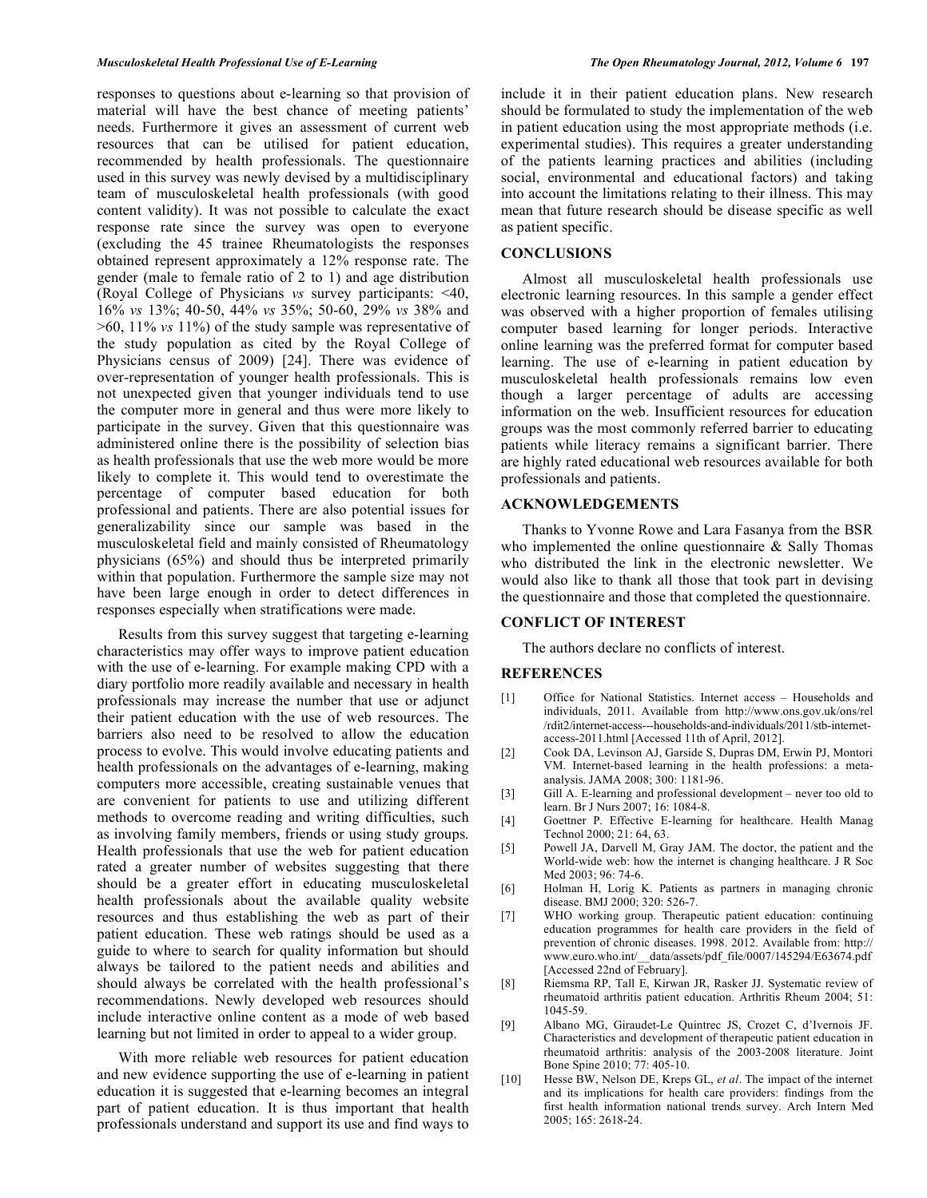responses to questions about e-learning so that provision of material will have the best chance of meeting patients' needs. Furthermore it gives an assessment of current web resources that can be utilised for patient education, recommended by health professionals. The questionnaire used in this survey was newly devised by a multidisciplinary team of musculoskeletal health professionals (with good content validity). It was not possible to calculate the exact response rate since the survey was open to everyone (excluding the 45 trainee Rheumatologists the responses obtained represent approximately a 12% response rate. The gender (male to female ratio of 2 to 1) and age distribution (Royal College of Physicians *vs* survey participants: <40, 16% *vs* 13%; 40-50, 44% *vs* 35%; 50-60, 29% *vs* 38% and >60, 11% *vs* 11%) of the study sample was representative of the study population as cited by the Royal College of Physicians census of 2009) [24]. There was evidence of over-representation of younger health professionals. This is not unexpected given that younger individuals tend to use the computer more in general and thus were more likely to participate in the survey. Given that this questionnaire was administered online there is the possibility of selection bias as health professionals that use the web more would be more likely to complete it. This would tend to overestimate the percentage of computer based education for both professional and patients. There are also potential issues for generalizability since our sample was based in the musculoskeletal field and mainly consisted of Rheumatology physicians (65%) and should thus be interpreted primarily within that population. Furthermore the sample size may not have been large enough in order to detect differences in responses especially when stratifications were made.

Results from this survey suggest that targeting e-learning characteristics may offer ways to improve patient education with the use of e-learning. For example making CPD with a diary portfolio more readily available and necessary in health professionals may increase the number that use or adjunct their patient education with the use of web resources. The barriers also need to be resolved to allow the education process to evolve. This would involve educating patients and health professionals on the advantages of e-learning, making computers more accessible, creating sustainable venues that are convenient for patients to use and utilizing different methods to overcome reading and writing difficulties, such as involving family members, friends or using study groups. Health professionals that use the web for patient education rated a greater number of websites suggesting that there should be a greater effort in educating musculoskeletal health professionals about the available quality website resources and thus establishing the web as part of their patient education. These web ratings should be used as a guide to where to search for quality information but should always be tailored to the patient needs and abilities and should always be correlated with the health professional's recommendations. Newly developed web resources should include interactive online content as a mode of web based learning but not limited in order to appeal to a wider group.

With more reliable web resources for patient education and new evidence supporting the use of e-learning in patient education it is suggested that e-learning becomes an integral part of patient education. It is thus important that health professionals understand and support its use and find ways to include it in their patient education plans. New research should be formulated to study the implementation of the web in patient education using the most appropriate methods (i.e. experimental studies). This requires a greater understanding of the patients learning practices and abilities (including social, environmental and educational factors) and taking into account the limitations relating to their illness. This may mean that future research should be disease specific as well as patient specific.

## CONCLUSIONS

Almost all musculoskeletal health professionals use electronic learning resources. In this sample a gender effect was observed with a higher proportion of females utilising computer based learning for longer periods. Interactive online learning was the preferred format for computer based learning. The use of e-learning in patient education by musculoskeletal health professionals remains low even though a larger percentage of adults are accessing information on the web. Insufficient resources for education groups was the most commonly referred barrier to educating patients while literacy remains a significant barrier. There are highly rated educational web resources available for both professionals and patients.

## ACKNOWLEDGEMENTS

Thanks to Yvonne Rowe and Lara Fasanya from the BSR who implemented the online questionnaire & Sally Thomas who distributed the link in the electronic newsletter. We would also like to thank all those that took part in devising the questionnaire and those that completed the questionnaire.

## CONFLICT OF INTEREST

The authors declare no conflicts of interest.

## REFERENCES

[1] Office for National Statistics. Internet access – Households and individuals, 2011. Available from http://www.ons.gov.uk/ons/rel/rdit2/internet-access---households-and-individuals/2011/stb-internet-access-2011.html [Accessed 11th of April, 2012].

[2] Cook DA, Levinson AJ, Garside S, Dupras DM, Erwin PJ, Montori VM. Internet-based learning in the health professions: a meta-analysis. JAMA 2008; 300: 1181-96.

[3] Gill A. E-learning and professional development – never too old to learn. Br J Nurs 2007; 16: 1084-8.

[4] Goettner P. Effective E-learning for healthcare. Health Manag Technol 2000; 21: 64, 63.

[5] Powell JA, Darvell M, Gray JAM. The doctor, the patient and the World-wide web: how the internet is changing healthcare. J R Soc Med 2003; 96: 74-6.

[6] Holman H, Lorig K. Patients as partners in managing chronic disease. BMJ 2000; 320: 526-7.

[7] WHO working group. Therapeutic patient education: continuing education programmes for health care providers in the field of prevention of chronic diseases. 1998. 2012. Available from: http://www.euro.who.int/__data/assets/pdf_file/0007/145294/E63674.pdf [Accessed 22nd of February].

[8] Riemsma RP, Tall E, Kirwan JR, Rasker JJ. Systematic review of rheumatoid arthritis patient education. Arthritis Rheum 2004; 51: 1045-59.

[9] Albano MG, Giraudet-Le Quintrec JS, Crozet C, d'Ivernois JF. Characteristics and development of therapeutic patient education in rheumatoid arthritis: analysis of the 2003-2008 literature. Joint Bone Spine 2010; 77: 405-10.

[10] Hesse BW, Nelson DE, Kreps GL, *et al*. The impact of the internet and its implications for health care providers: findings from the first health information national trends survey. Arch Intern Med 2005; 165: 2618-24.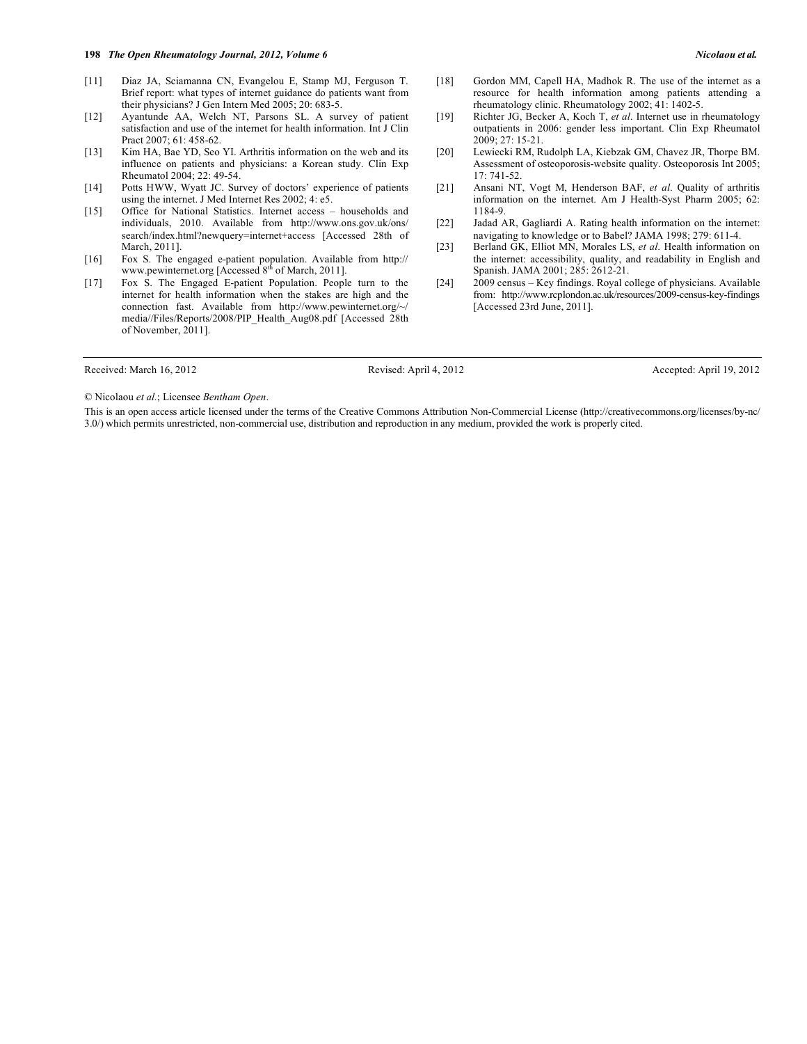[11] Diaz JA, Sciamanna CN, Evangelou E, Stamp MJ, Ferguson T. Brief report: what types of internet guidance do patients want from their physicians? J Gen Intern Med 2005; 20: 683-5.

[12] Ayantunde AA, Welch NT, Parsons SL. A survey of patient satisfaction and use of the internet for health information. Int J Clin Pract 2007; 61: 458-62.

[13] Kim HA, Bae YD, Seo YI. Arthritis information on the web and its influence on patients and physicians: a Korean study. Clin Exp Rheumatol 2004; 22: 49-54.

[14] Potts HWW, Wyatt JC. Survey of doctors' experience of patients using the internet. J Med Internet Res 2002; 4: e5.

[15] Office for National Statistics. Internet access – households and individuals, 2010. Available from http://www.ons.gov.uk/ons/search/index.html?newquery=internet+access [Accessed 28th of March, 2011].

[16] Fox S. The engaged e-patient population. Available from http://www.pewinternet.org [Accessed 8th of March, 2011].

[17] Fox S. The Engaged E-patient Population. People turn to the internet for health information when the stakes are high and the connection fast. Available from http://www.pewinternet.org/~/media//Files/Reports/2008/PIP_Health_Aug08.pdf [Accessed 28th of November, 2011].

[18] Gordon MM, Capell HA, Madhok R. The use of the internet as a resource for health information among patients attending a rheumatology clinic. Rheumatology 2002; 41: 1402-5.

[19] Richter JG, Becker A, Koch T, *et al*. Internet use in rheumatology outpatients in 2006: gender less important. Clin Exp Rheumatol 2009; 27: 15-21.

[20] Lewiecki RM, Rudolph LA, Kiebzak GM, Chavez JR, Thorpe BM. Assessment of osteoporosis-website quality. Osteoporosis Int 2005; 17: 741-52.

[21] Ansani NT, Vogt M, Henderson BAF, *et al*. Quality of arthritis information on the internet. Am J Health-Syst Pharm 2005; 62: 1184-9.

[22] Jadad AR, Gagliardi A. Rating health information on the internet: navigating to knowledge or to Babel? JAMA 1998; 279: 611-4.

[23] Berland GK, Elliot MN, Morales LS, *et al*. Health information on the internet: accessibility, quality, and readability in English and Spanish. JAMA 2001; 285: 2612-21.

[24] 2009 census – Key findings. Royal college of physicians. Available from: http://www.rcplondon.ac.uk/resources/2009-census-key-findings [Accessed 23rd June, 2011].

Received: March 16, 2012 Revised: April 4, 2012 Accepted: April 19, 2012

© Nicolaou *et al.*; Licensee *Bentham Open*.

This is an open access article licensed under the terms of the Creative Commons Attribution Non-Commercial License (http://creativecommons.org/licenses/by-nc/3.0/) which permits unrestricted, non-commercial use, distribution and reproduction in any medium, provided the work is properly cited.